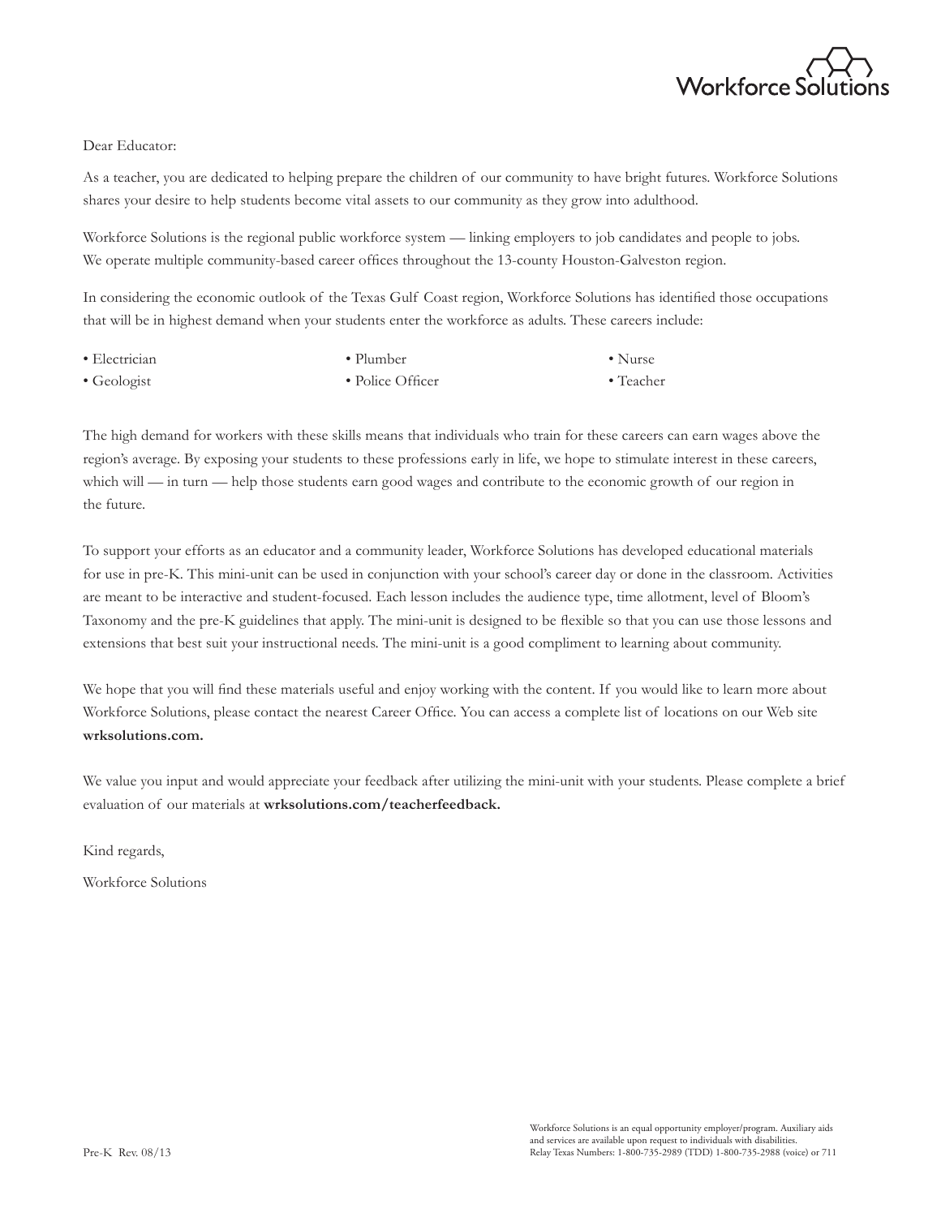Workforce Solutions

Dear Educator:

As a teacher, you are dedicated to helping prepare the children of our community to have bright futures. Workforce Solutions shares your desire to help students become vital assets to our community as they grow into adulthood.

Workforce Solutions is the regional public workforce system — linking employers to job candidates and people to jobs. We operate multiple community-based career offices throughout the 13-county Houston-Galveston region.

In considering the economic outlook of the Texas Gulf Coast region, Workforce Solutions has identified those occupations that will be in highest demand when your students enter the workforce as adults. These careers include:

- Electrician
- Geologist
- Plumber
- Police Officer
- Nurse
- Teacher

The high demand for workers with these skills means that individuals who train for these careers can earn wages above the region's average. By exposing your students to these professions early in life, we hope to stimulate interest in these careers, which will — in turn — help those students earn good wages and contribute to the economic growth of our region in the future.

To support your efforts as an educator and a community leader, Workforce Solutions has developed educational materials for use in pre-K. This mini-unit can be used in conjunction with your school's career day or done in the classroom. Activities are meant to be interactive and student-focused. Each lesson includes the audience type, time allotment, level of Bloom's Taxonomy and the pre-K guidelines that apply. The mini-unit is designed to be flexible so that you can use those lessons and extensions that best suit your instructional needs. The mini-unit is a good compliment to learning about community.

We hope that you will find these materials useful and enjoy working with the content. If you would like to learn more about Workforce Solutions, please contact the nearest Career Office. You can access a complete list of locations on our Web site **wrksolutions.com.**

We value you input and would appreciate your feedback after utilizing the mini-unit with your students. Please complete a brief evaluation of our materials at **wrksolutions.com/teacherfeedback.**

Kind regards,

Workforce Solutions

Pre-K Rev. 08/13

Workforce Solutions is an equal opportunity employer/program. Auxiliary aids and services are available upon request to individuals with disabilities.
Relay Texas Numbers: 1-800-735-2989 (TDD) 1-800-735-2988 (voice) or 711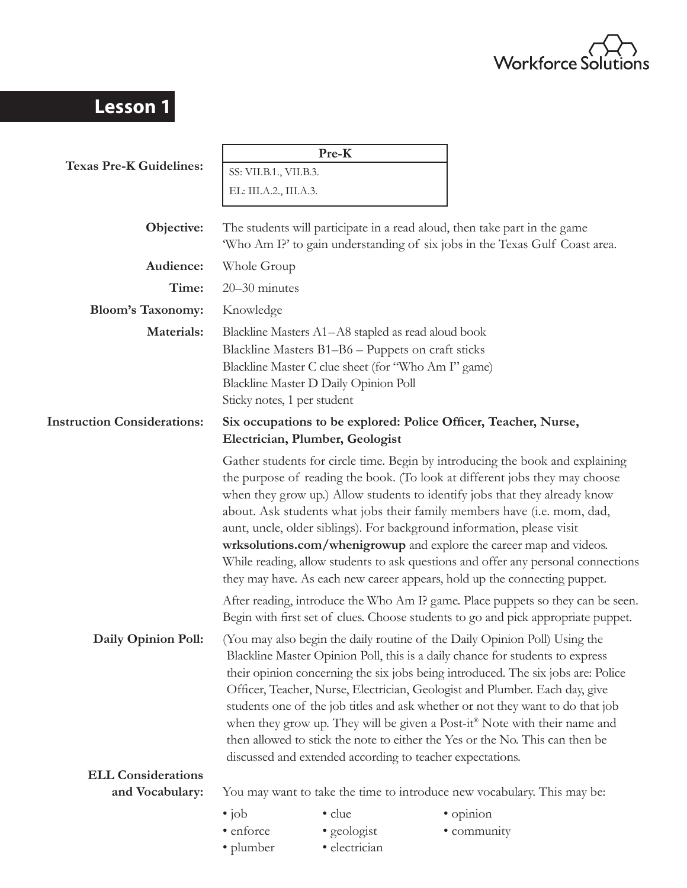# Lesson 1

**Texas Pre-K Guidelines:**

| Pre-K |
| --- |
| SS: VII.B.1., VII.B.3. |
| EL: III.A.2., III.A.3. |

**Objective:** The students will participate in a read aloud, then take part in the game 'Who Am I?' to gain understanding of six jobs in the Texas Gulf Coast area.

**Audience:** Whole Group

**Time:** 20–30 minutes

**Bloom's Taxonomy:** Knowledge

**Materials:**
Blackline Masters A1–A8 stapled as read aloud book
Blackline Masters B1–B6 – Puppets on craft sticks
Blackline Master C clue sheet (for "Who Am I" game)
Blackline Master D Daily Opinion Poll
Sticky notes, 1 per student

**Instruction Considerations:** **Six occupations to be explored: Police Officer, Teacher, Nurse, Electrician, Plumber, Geologist**

Gather students for circle time. Begin by introducing the book and explaining the purpose of reading the book. (To look at different jobs they may choose when they grow up.) Allow students to identify jobs that they already know about. Ask students what jobs their family members have (i.e. mom, dad, aunt, uncle, older siblings). For background information, please visit **wrksolutions.com/whenigrowup** and explore the career map and videos. While reading, allow students to ask questions and offer any personal connections they may have. As each new career appears, hold up the connecting puppet.

After reading, introduce the Who Am I? game. Place puppets so they can be seen. Begin with first set of clues. Choose students to go and pick appropriate puppet.

**Daily Opinion Poll:** (You may also begin the daily routine of the Daily Opinion Poll) Using the Blackline Master Opinion Poll, this is a daily chance for students to express their opinion concerning the six jobs being introduced. The six jobs are: Police Officer, Teacher, Nurse, Electrician, Geologist and Plumber. Each day, give students one of the job titles and ask whether or not they want to do that job when they grow up. They will be given a Post-it® Note with their name and then allowed to stick the note to either the Yes or the No. This can then be discussed and extended according to teacher expectations.

**ELL Considerations and Vocabulary:** You may want to take the time to introduce new vocabulary. This may be:

- job
- enforce
- plumber
- clue
- geologist
- electrician
- opinion
- community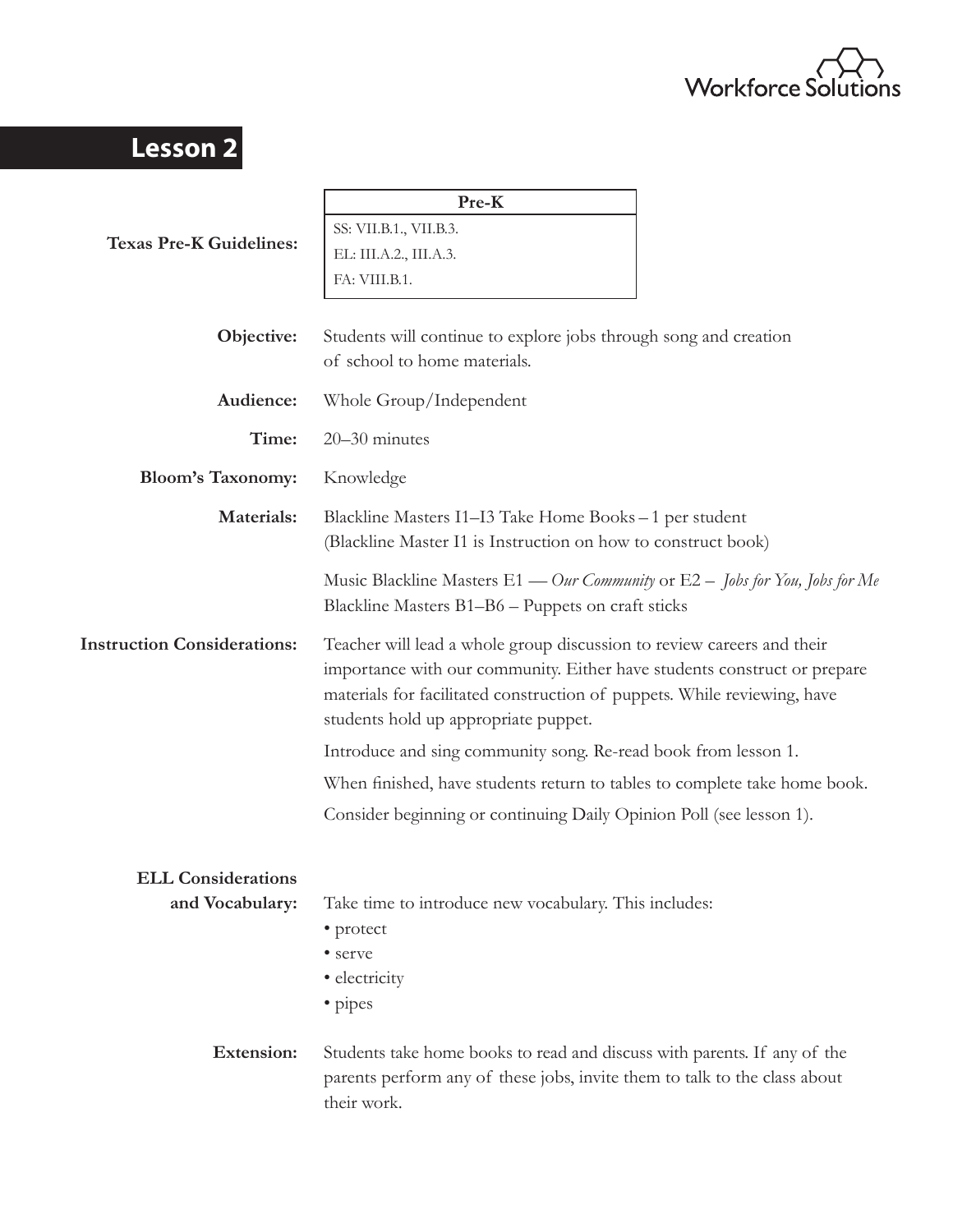# Lesson 2

**Texas Pre-K Guidelines:**

| Pre-K |
| --- |
| SS: VII.B.1., VII.B.3. |
| EL: III.A.2., III.A.3. |
| FA: VIII.B.1. |

**Objective:** Students will continue to explore jobs through song and creation of school to home materials.

**Audience:** Whole Group/Independent

**Time:** 20–30 minutes

**Bloom's Taxonomy:** Knowledge

**Materials:** Blackline Masters I1–I3 Take Home Books – 1 per student (Blackline Master I1 is Instruction on how to construct book)

Music Blackline Masters E1 — *Our Community* or E2 – *Jobs for You, Jobs for Me*
Blackline Masters B1–B6 – Puppets on craft sticks

**Instruction Considerations:** Teacher will lead a whole group discussion to review careers and their importance with our community. Either have students construct or prepare materials for facilitated construction of puppets. While reviewing, have students hold up appropriate puppet.

Introduce and sing community song. Re-read book from lesson 1.

When finished, have students return to tables to complete take home book.

Consider beginning or continuing Daily Opinion Poll (see lesson 1).

**ELL Considerations and Vocabulary:** Take time to introduce new vocabulary. This includes:

- protect
- serve
- electricity
- pipes

**Extension:** Students take home books to read and discuss with parents. If any of the parents perform any of these jobs, invite them to talk to the class about their work.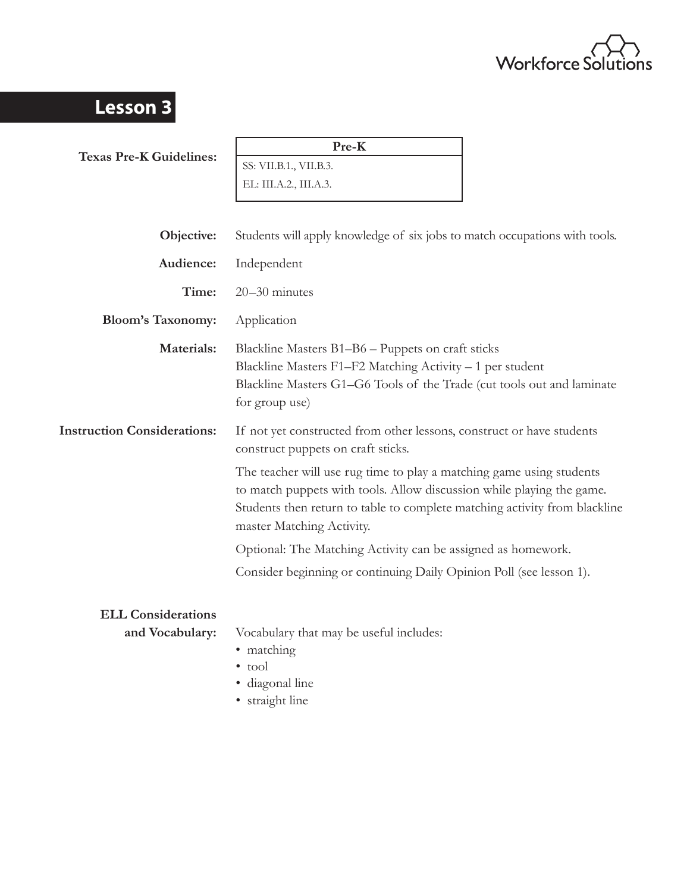# Lesson 3

**Texas Pre-K Guidelines:**

| Pre-K |
|---|
| SS: VII.B.1., VII.B.3. |
| EL: III.A.2., III.A.3. |

**Objective:** Students will apply knowledge of six jobs to match occupations with tools.

**Audience:** Independent

**Time:** 20–30 minutes

**Bloom's Taxonomy:** Application

**Materials:** Blackline Masters B1–B6 – Puppets on craft sticks
Blackline Masters F1–F2 Matching Activity – 1 per student
Blackline Masters G1–G6 Tools of the Trade (cut tools out and laminate for group use)

**Instruction Considerations:** If not yet constructed from other lessons, construct or have students construct puppets on craft sticks.

The teacher will use rug time to play a matching game using students to match puppets with tools. Allow discussion while playing the game. Students then return to table to complete matching activity from blackline master Matching Activity.

Optional: The Matching Activity can be assigned as homework.

Consider beginning or continuing Daily Opinion Poll (see lesson 1).

**ELL Considerations and Vocabulary:** Vocabulary that may be useful includes:

- matching
- tool
- diagonal line
- straight line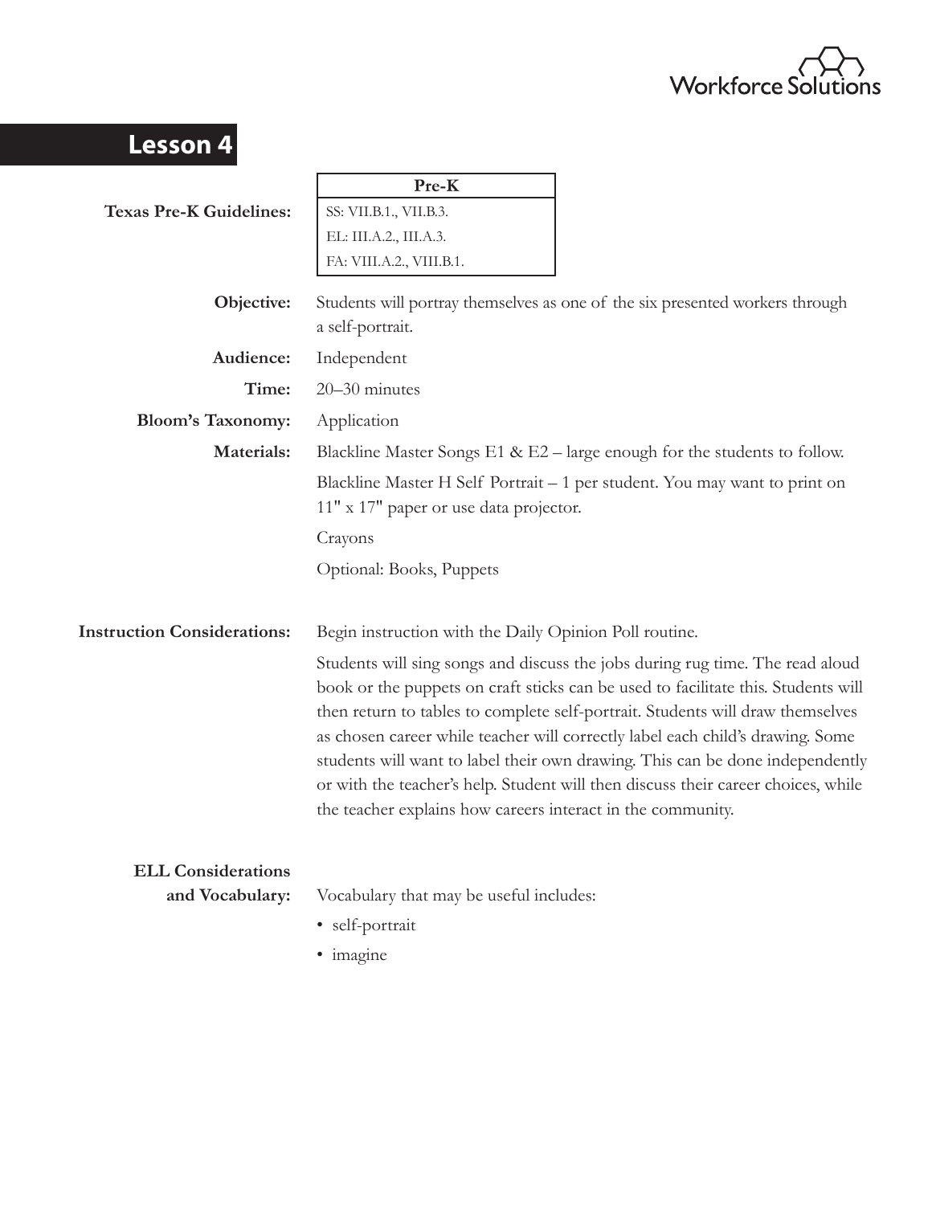# Lesson 4

**Texas Pre-K Guidelines:**

| Pre-K |
| --- |
| SS: VII.B.1., VII.B.3. |
| EL: III.A.2., III.A.3. |
| FA: VIII.A.2., VIII.B.1. |

**Objective:** Students will portray themselves as one of the six presented workers through a self-portrait.

**Audience:** Independent

**Time:** 20–30 minutes

**Bloom's Taxonomy:** Application

**Materials:** Blackline Master Songs E1 & E2 – large enough for the students to follow.

Blackline Master H Self Portrait – 1 per student. You may want to print on 11" x 17" paper or use data projector.

Crayons

Optional: Books, Puppets

**Instruction Considerations:** Begin instruction with the Daily Opinion Poll routine.

Students will sing songs and discuss the jobs during rug time. The read aloud book or the puppets on craft sticks can be used to facilitate this. Students will then return to tables to complete self-portrait. Students will draw themselves as chosen career while teacher will correctly label each child's drawing. Some students will want to label their own drawing. This can be done independently or with the teacher's help. Student will then discuss their career choices, while the teacher explains how careers interact in the community.

**ELL Considerations and Vocabulary:** Vocabulary that may be useful includes:

- self-portrait
- imagine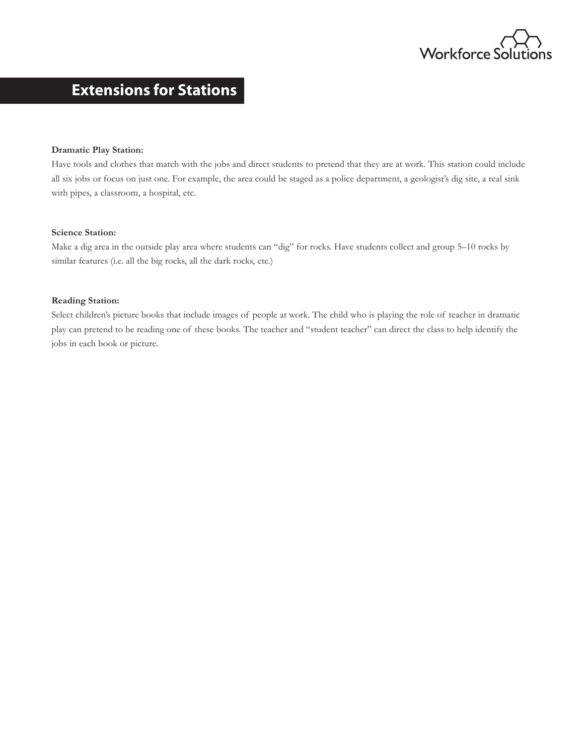## Extensions for Stations

**Dramatic Play Station:**

Have tools and clothes that match with the jobs and direct students to pretend that they are at work. This station could include all six jobs or focus on just one. For example, the area could be staged as a police department, a geologist's dig site, a real sink with pipes, a classroom, a hospital, etc.

**Science Station:**

Make a dig area in the outside play area where students can "dig" for rocks. Have students collect and group 5–10 rocks by similar features (i.e. all the big rocks, all the dark rocks, etc.)

**Reading Station:**

Select children's picture books that include images of people at work. The child who is playing the role of teacher in dramatic play can pretend to be reading one of these books. The teacher and "student teacher" can direct the class to help identify the jobs in each book or picture.